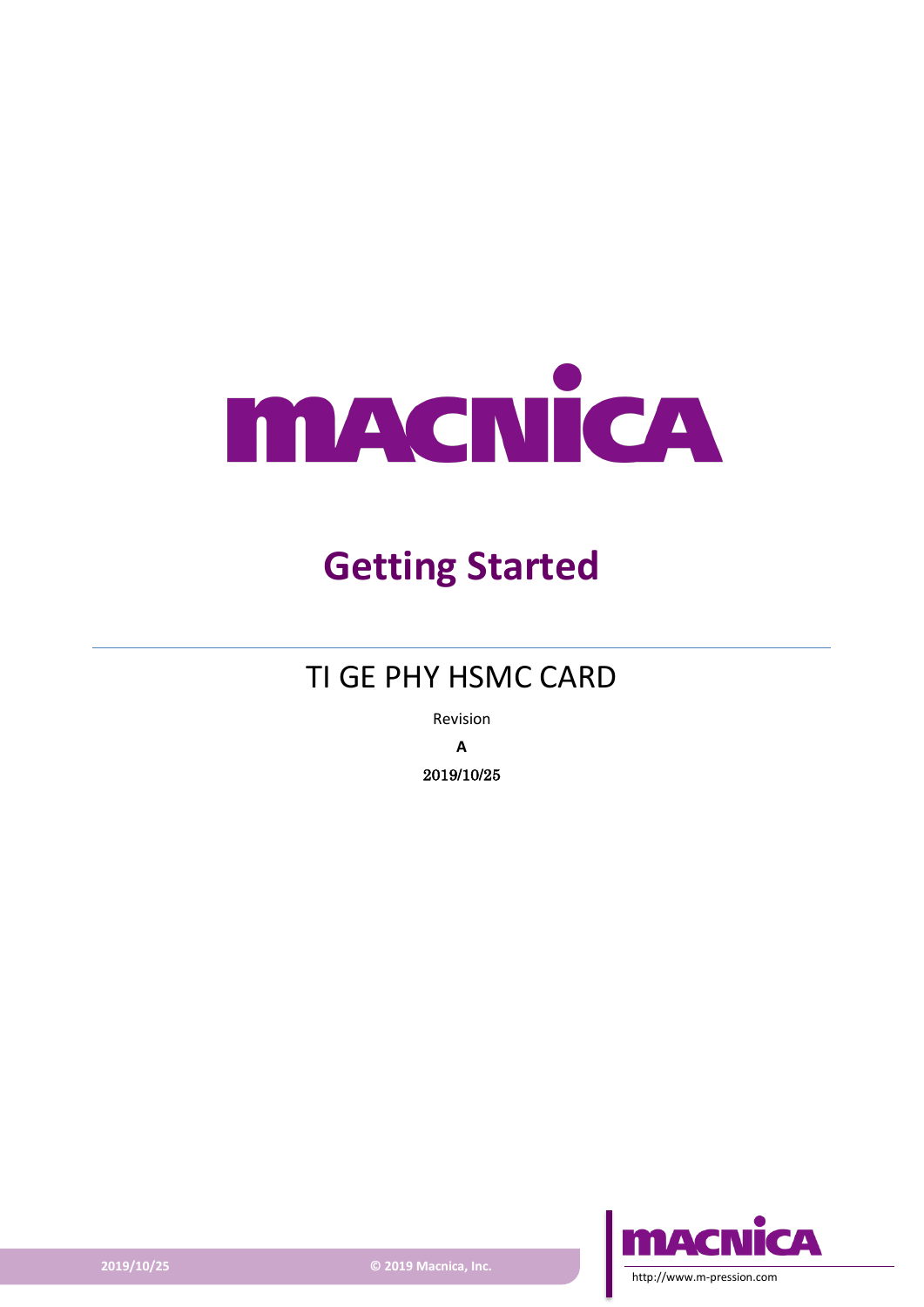# Getting Started

## TI GE PHY HSMC CARD

Revision

**A**

2019/10/25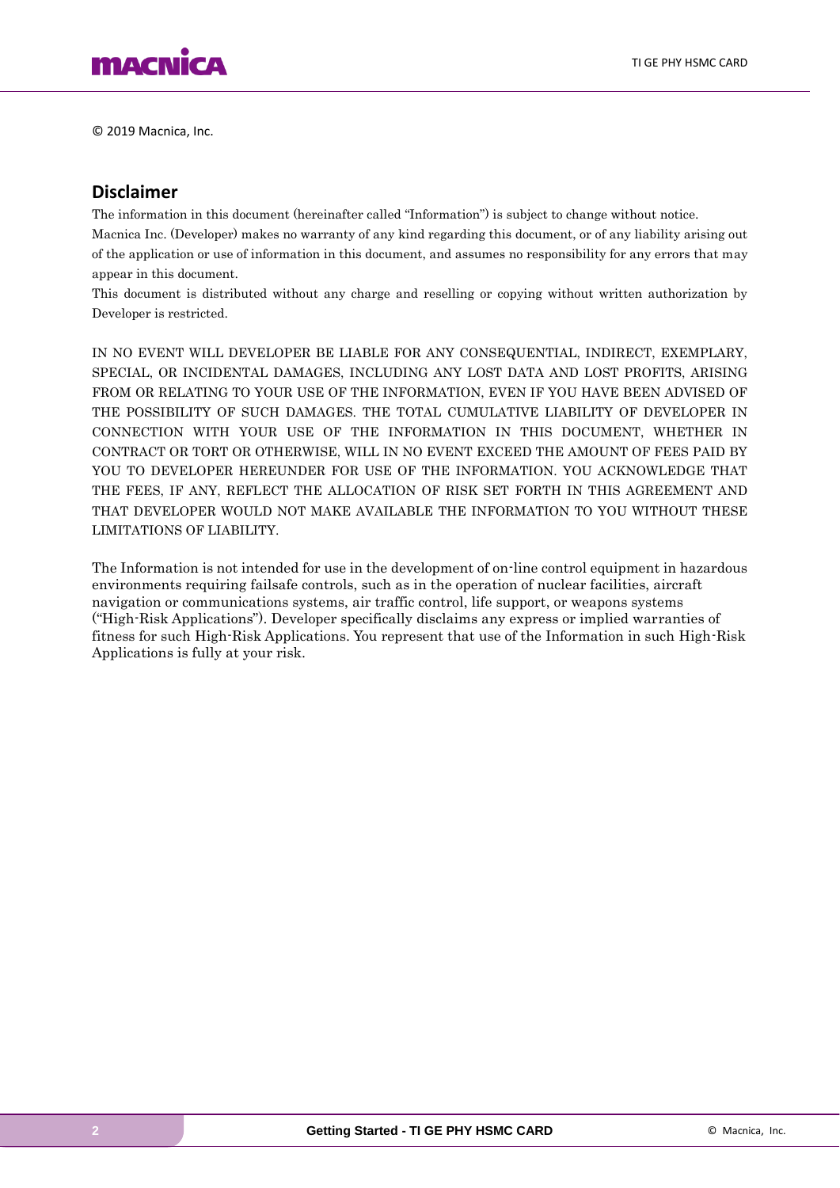© 2019 Macnica, Inc.

## Disclaimer

The information in this document (hereinafter called "Information") is subject to change without notice.
Macnica Inc. (Developer) makes no warranty of any kind regarding this document, or of any liability arising out of the application or use of information in this document, and assumes no responsibility for any errors that may appear in this document.
This document is distributed without any charge and reselling or copying without written authorization by Developer is restricted.

IN NO EVENT WILL DEVELOPER BE LIABLE FOR ANY CONSEQUENTIAL, INDIRECT, EXEMPLARY, SPECIAL, OR INCIDENTAL DAMAGES, INCLUDING ANY LOST DATA AND LOST PROFITS, ARISING FROM OR RELATING TO YOUR USE OF THE INFORMATION, EVEN IF YOU HAVE BEEN ADVISED OF THE POSSIBILITY OF SUCH DAMAGES. THE TOTAL CUMULATIVE LIABILITY OF DEVELOPER IN CONNECTION WITH YOUR USE OF THE INFORMATION IN THIS DOCUMENT, WHETHER IN CONTRACT OR TORT OR OTHERWISE, WILL IN NO EVENT EXCEED THE AMOUNT OF FEES PAID BY YOU TO DEVELOPER HEREUNDER FOR USE OF THE INFORMATION. YOU ACKNOWLEDGE THAT THE FEES, IF ANY, REFLECT THE ALLOCATION OF RISK SET FORTH IN THIS AGREEMENT AND THAT DEVELOPER WOULD NOT MAKE AVAILABLE THE INFORMATION TO YOU WITHOUT THESE LIMITATIONS OF LIABILITY.

The Information is not intended for use in the development of on-line control equipment in hazardous environments requiring failsafe controls, such as in the operation of nuclear facilities, aircraft navigation or communications systems, air traffic control, life support, or weapons systems ("High-Risk Applications"). Developer specifically disclaims any express or implied warranties of fitness for such High-Risk Applications. You represent that use of the Information in such High-Risk Applications is fully at your risk.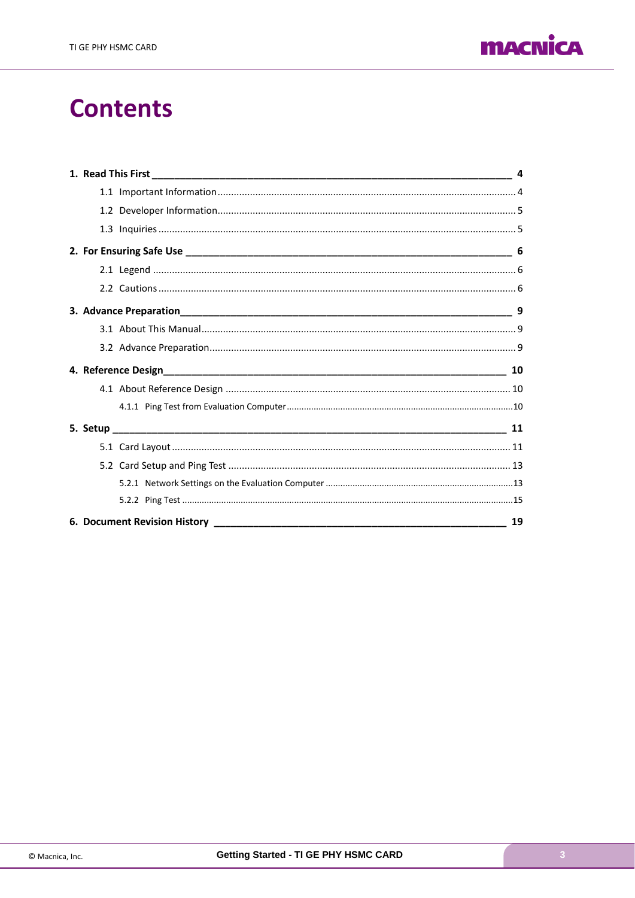# Contents

1. **Read This First** — **4**
    - 1.1 Important Information — 4
    - 1.2 Developer Information — 5
    - 1.3 Inquiries — 5
2. **For Ensuring Safe Use** — **6**
    - 2.1 Legend — 6
    - 2.2 Cautions — 6
3. **Advance Preparation** — **9**
    - 3.1 About This Manual — 9
    - 3.2 Advance Preparation — 9
4. **Reference Design** — **10**
    - 4.1 About Reference Design — 10
        - 4.1.1 Ping Test from Evaluation Computer — 10
5. **Setup** — **11**
    - 5.1 Card Layout — 11
    - 5.2 Card Setup and Ping Test — 13
        - 5.2.1 Network Settings on the Evaluation Computer — 13
        - 5.2.2 Ping Test — 15
6. **Document Revision History** — **19**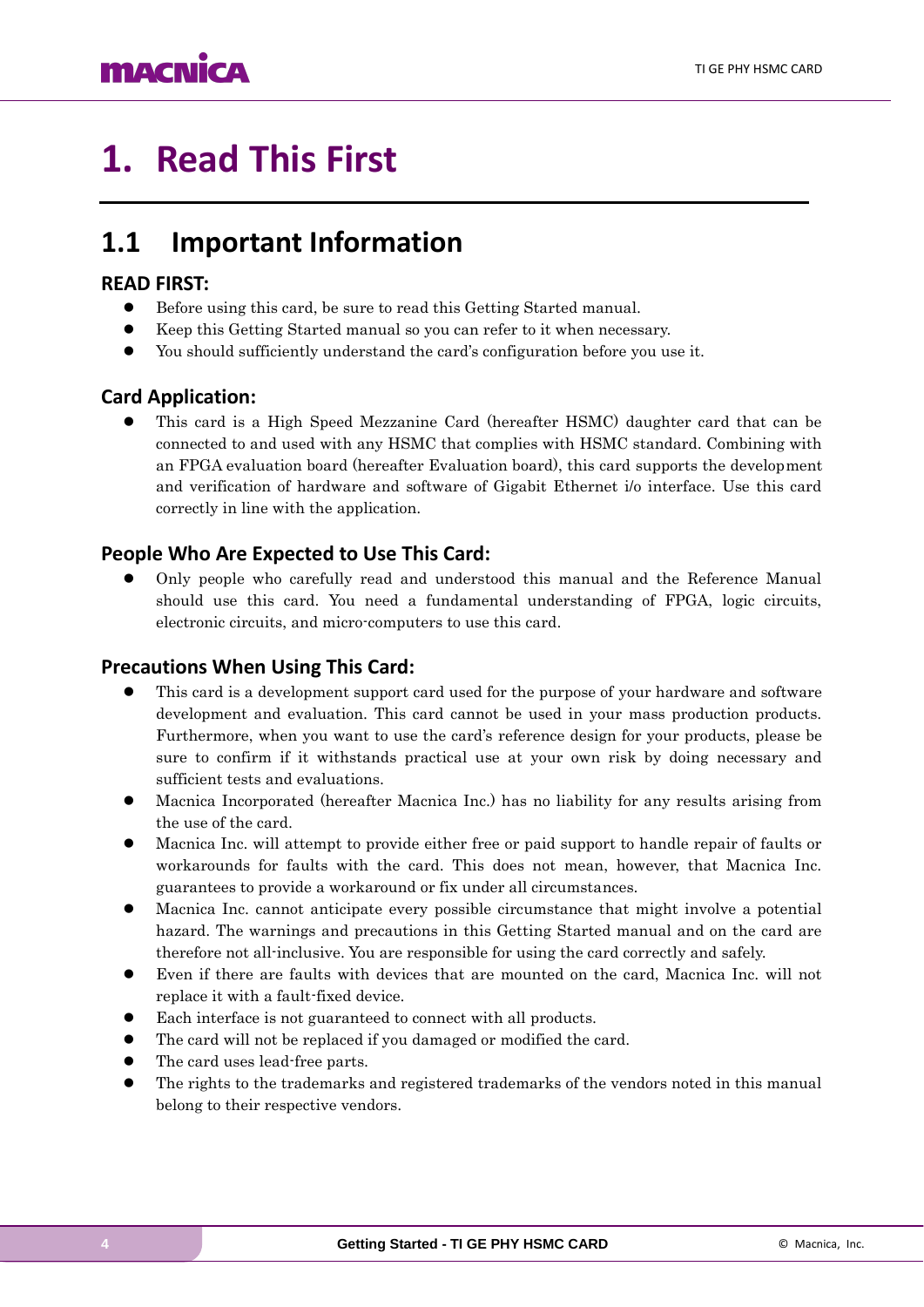# 1. Read This First

## 1.1 Important Information

### READ FIRST:

- Before using this card, be sure to read this Getting Started manual.
- Keep this Getting Started manual so you can refer to it when necessary.
- You should sufficiently understand the card's configuration before you use it.

### Card Application:

- This card is a High Speed Mezzanine Card (hereafter HSMC) daughter card that can be connected to and used with any HSMC that complies with HSMC standard. Combining with an FPGA evaluation board (hereafter Evaluation board), this card supports the development and verification of hardware and software of Gigabit Ethernet i/o interface. Use this card correctly in line with the application.

### People Who Are Expected to Use This Card:

- Only people who carefully read and understood this manual and the Reference Manual should use this card. You need a fundamental understanding of FPGA, logic circuits, electronic circuits, and micro-computers to use this card.

### Precautions When Using This Card:

- This card is a development support card used for the purpose of your hardware and software development and evaluation. This card cannot be used in your mass production products. Furthermore, when you want to use the card's reference design for your products, please be sure to confirm if it withstands practical use at your own risk by doing necessary and sufficient tests and evaluations.
- Macnica Incorporated (hereafter Macnica Inc.) has no liability for any results arising from the use of the card.
- Macnica Inc. will attempt to provide either free or paid support to handle repair of faults or workarounds for faults with the card. This does not mean, however, that Macnica Inc. guarantees to provide a workaround or fix under all circumstances.
- Macnica Inc. cannot anticipate every possible circumstance that might involve a potential hazard. The warnings and precautions in this Getting Started manual and on the card are therefore not all-inclusive. You are responsible for using the card correctly and safely.
- Even if there are faults with devices that are mounted on the card, Macnica Inc. will not replace it with a fault-fixed device.
- Each interface is not guaranteed to connect with all products.
- The card will not be replaced if you damaged or modified the card.
- The card uses lead-free parts.
- The rights to the trademarks and registered trademarks of the vendors noted in this manual belong to their respective vendors.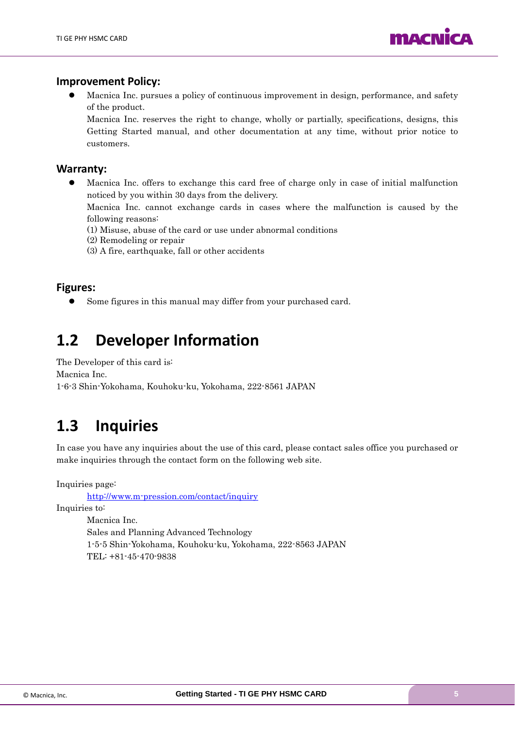### Improvement Policy:

- Macnica Inc. pursues a policy of continuous improvement in design, performance, and safety of the product.
  Macnica Inc. reserves the right to change, wholly or partially, specifications, designs, this Getting Started manual, and other documentation at any time, without prior notice to customers.

### Warranty:

- Macnica Inc. offers to exchange this card free of charge only in case of initial malfunction noticed by you within 30 days from the delivery.
  Macnica Inc. cannot exchange cards in cases where the malfunction is caused by the following reasons:
  (1) Misuse, abuse of the card or use under abnormal conditions
  (2) Remodeling or repair
  (3) A fire, earthquake, fall or other accidents

### Figures:

- Some figures in this manual may differ from your purchased card.

## 1.2 Developer Information

The Developer of this card is:
Macnica Inc.
1-6-3 Shin-Yokohama, Kouhoku-ku, Yokohama, 222-8561 JAPAN

## 1.3 Inquiries

In case you have any inquiries about the use of this card, please contact sales office you purchased or make inquiries through the contact form on the following web site.

Inquiries page:
  http://www.m-pression.com/contact/inquiry
Inquiries to:
  Macnica Inc.
  Sales and Planning Advanced Technology
  1-5-5 Shin-Yokohama, Kouhoku-ku, Yokohama, 222-8563 JAPAN
  TEL: +81-45-470-9838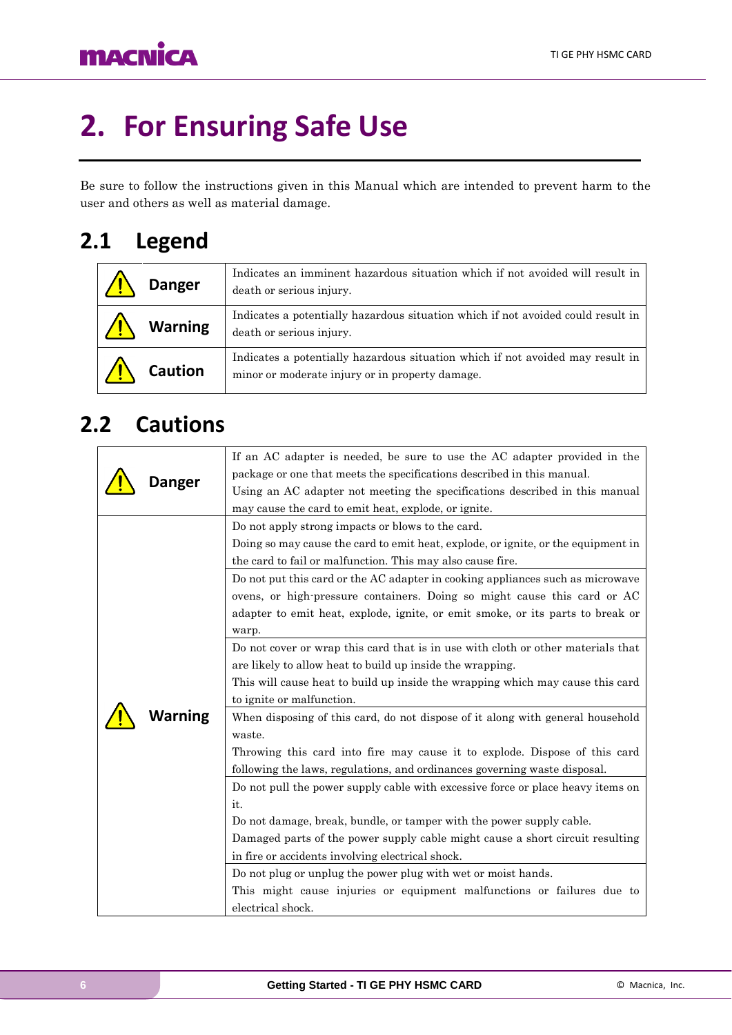# 2. For Ensuring Safe Use

Be sure to follow the instructions given in this Manual which are intended to prevent harm to the user and others as well as material damage.

## 2.1 Legend

| | |
|---|---|
| ⚠ **Danger** | Indicates an imminent hazardous situation which if not avoided will result in death or serious injury. |
| ⚠ **Warning** | Indicates a potentially hazardous situation which if not avoided could result in death or serious injury. |
| ⚠ **Caution** | Indicates a potentially hazardous situation which if not avoided may result in minor or moderate injury or in property damage. |

## 2.2 Cautions

| | |
|---|---|
| ⚠ **Danger** | If an AC adapter is needed, be sure to use the AC adapter provided in the package or one that meets the specifications described in this manual.<br>Using an AC adapter not meeting the specifications described in this manual may cause the card to emit heat, explode, or ignite. |
| ⚠ **Warning** | Do not apply strong impacts or blows to the card.<br>Doing so may cause the card to emit heat, explode, or ignite, or the equipment in the card to fail or malfunction. This may also cause fire. |
| | Do not put this card or the AC adapter in cooking appliances such as microwave ovens, or high-pressure containers. Doing so might cause this card or AC adapter to emit heat, explode, ignite, or emit smoke, or its parts to break or warp. |
| | Do not cover or wrap this card that is in use with cloth or other materials that are likely to allow heat to build up inside the wrapping.<br>This will cause heat to build up inside the wrapping which may cause this card to ignite or malfunction. |
| | When disposing of this card, do not dispose of it along with general household waste.<br>Throwing this card into fire may cause it to explode. Dispose of this card following the laws, regulations, and ordinances governing waste disposal. |
| | Do not pull the power supply cable with excessive force or place heavy items on it.<br>Do not damage, break, bundle, or tamper with the power supply cable.<br>Damaged parts of the power supply cable might cause a short circuit resulting in fire or accidents involving electrical shock. |
| | Do not plug or unplug the power plug with wet or moist hands.<br>This might cause injuries or equipment malfunctions or failures due to electrical shock. |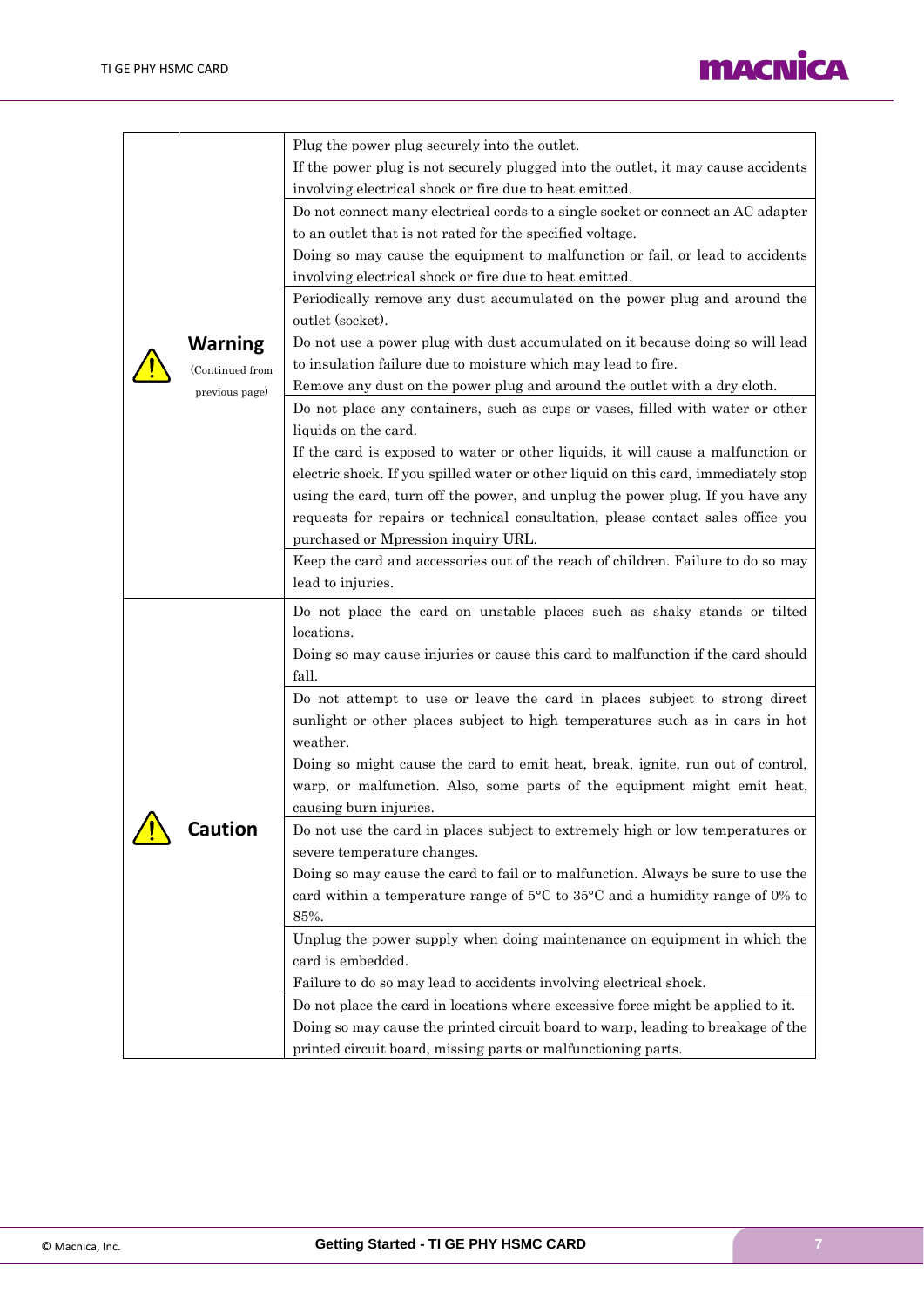| | |
|---|---|
| ⚠ **Warning** (Continued from previous page) | Plug the power plug securely into the outlet.<br>If the power plug is not securely plugged into the outlet, it may cause accidents involving electrical shock or fire due to heat emitted. |
| | Do not connect many electrical cords to a single socket or connect an AC adapter to an outlet that is not rated for the specified voltage.<br>Doing so may cause the equipment to malfunction or fail, or lead to accidents involving electrical shock or fire due to heat emitted. |
| | Periodically remove any dust accumulated on the power plug and around the outlet (socket).<br>Do not use a power plug with dust accumulated on it because doing so will lead to insulation failure due to moisture which may lead to fire.<br>Remove any dust on the power plug and around the outlet with a dry cloth. |
| | Do not place any containers, such as cups or vases, filled with water or other liquids on the card.<br>If the card is exposed to water or other liquids, it will cause a malfunction or electric shock. If you spilled water or other liquid on this card, immediately stop using the card, turn off the power, and unplug the power plug. If you have any requests for repairs or technical consultation, please contact sales office you purchased or Mpression inquiry URL. |
| | Keep the card and accessories out of the reach of children. Failure to do so may lead to injuries. |
| ⚠ **Caution** | Do not place the card on unstable places such as shaky stands or tilted locations.<br>Doing so may cause injuries or cause this card to malfunction if the card should fall. |
| | Do not attempt to use or leave the card in places subject to strong direct sunlight or other places subject to high temperatures such as in cars in hot weather.<br>Doing so might cause the card to emit heat, break, ignite, run out of control, warp, or malfunction. Also, some parts of the equipment might emit heat, causing burn injuries. |
| | Do not use the card in places subject to extremely high or low temperatures or severe temperature changes.<br>Doing so may cause the card to fail or to malfunction. Always be sure to use the card within a temperature range of 5°C to 35°C and a humidity range of 0% to 85%. |
| | Unplug the power supply when doing maintenance on equipment in which the card is embedded.<br>Failure to do so may lead to accidents involving electrical shock. |
| | Do not place the card in locations where excessive force might be applied to it.<br>Doing so may cause the printed circuit board to warp, leading to breakage of the printed circuit board, missing parts or malfunctioning parts. |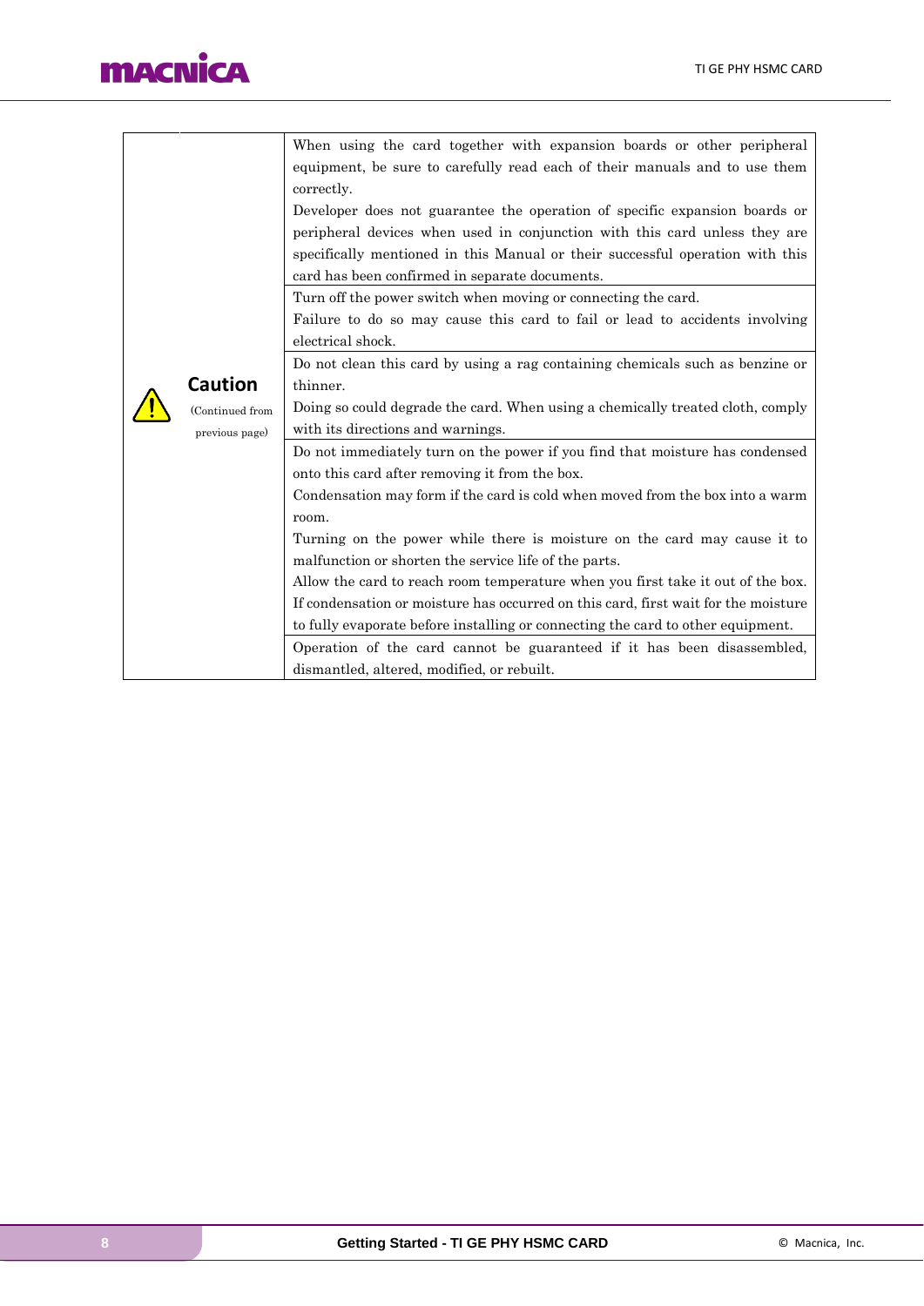| | |
|---|---|
| ⚠ **Caution** (Continued from previous page) | When using the card together with expansion boards or other peripheral equipment, be sure to carefully read each of their manuals and to use them correctly.<br>Developer does not guarantee the operation of specific expansion boards or peripheral devices when used in conjunction with this card unless they are specifically mentioned in this Manual or their successful operation with this card has been confirmed in separate documents. |
| | Turn off the power switch when moving or connecting the card.<br>Failure to do so may cause this card to fail or lead to accidents involving electrical shock. |
| | Do not clean this card by using a rag containing chemicals such as benzine or thinner.<br>Doing so could degrade the card. When using a chemically treated cloth, comply with its directions and warnings. |
| | Do not immediately turn on the power if you find that moisture has condensed onto this card after removing it from the box.<br>Condensation may form if the card is cold when moved from the box into a warm room.<br>Turning on the power while there is moisture on the card may cause it to malfunction or shorten the service life of the parts.<br>Allow the card to reach room temperature when you first take it out of the box.<br>If condensation or moisture has occurred on this card, first wait for the moisture to fully evaporate before installing or connecting the card to other equipment. |
| | Operation of the card cannot be guaranteed if it has been disassembled, dismantled, altered, modified, or rebuilt. |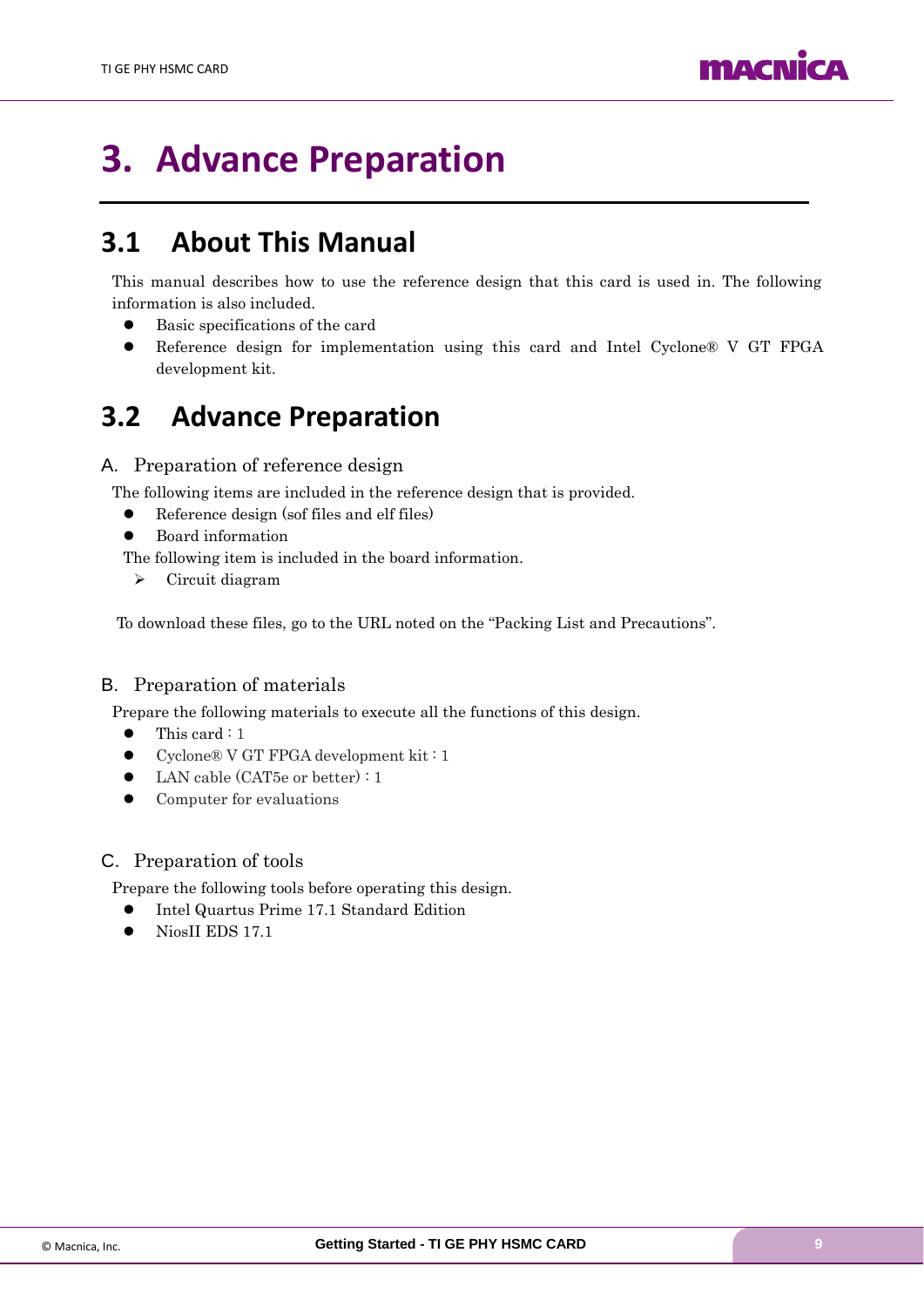# 3. Advance Preparation

## 3.1 About This Manual

This manual describes how to use the reference design that this card is used in. The following information is also included.

- Basic specifications of the card
- Reference design for implementation using this card and Intel Cyclone® V GT FPGA development kit.

## 3.2 Advance Preparation

### A. Preparation of reference design

The following items are included in the reference design that is provided.

- Reference design (sof files and elf files)
- Board information

The following item is included in the board information.

- Circuit diagram

To download these files, go to the URL noted on the “Packing List and Precautions”.

### B. Preparation of materials

Prepare the following materials to execute all the functions of this design.

- This card : 1
- Cyclone® V GT FPGA development kit : 1
- LAN cable (CAT5e or better) : 1
- Computer for evaluations

### C. Preparation of tools

Prepare the following tools before operating this design.

- Intel Quartus Prime 17.1 Standard Edition
- NiosII EDS 17.1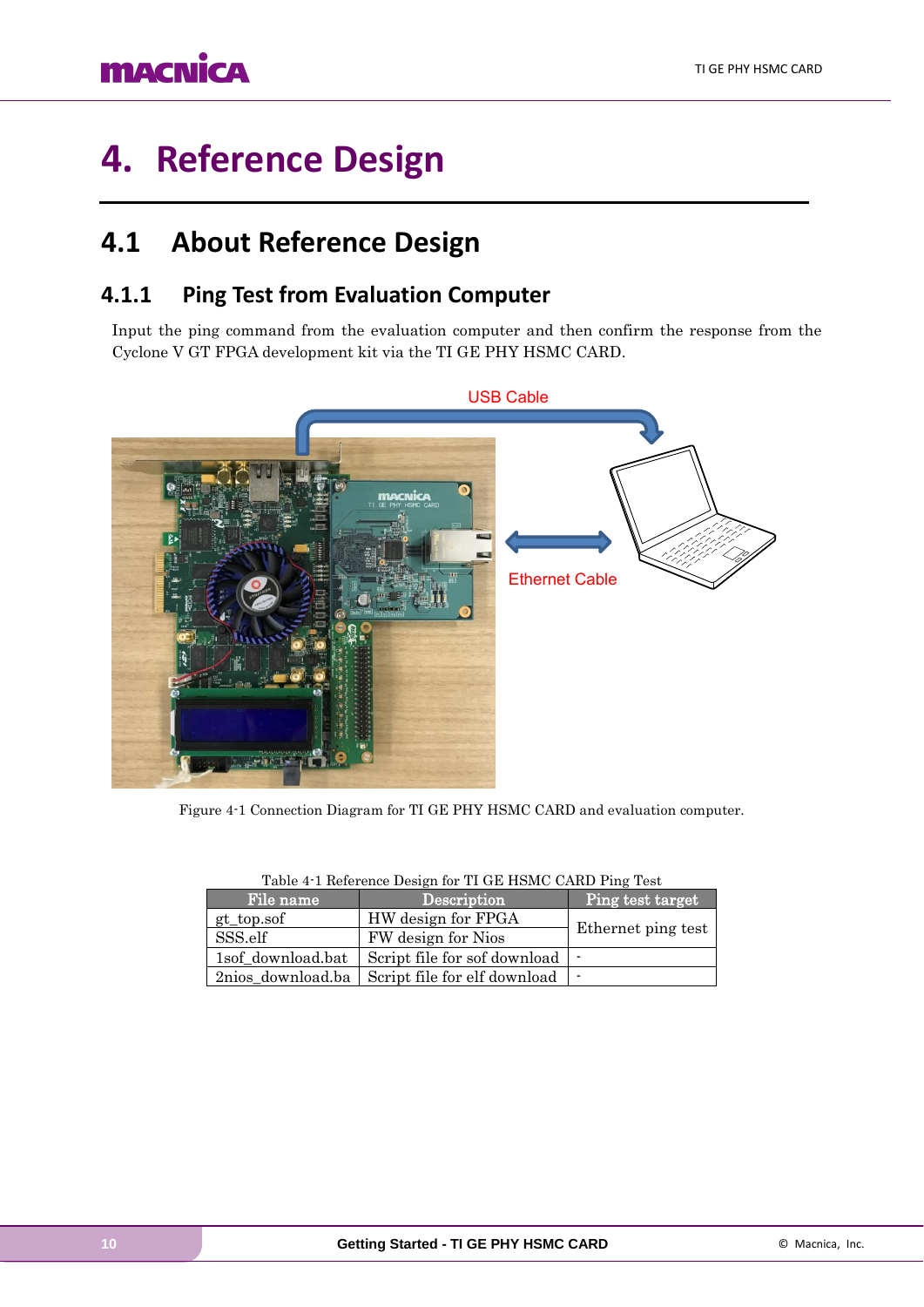# 4. Reference Design

## 4.1 About Reference Design

### 4.1.1 Ping Test from Evaluation Computer

Input the ping command from the evaluation computer and then confirm the response from the Cyclone V GT FPGA development kit via the TI GE PHY HSMC CARD.

Figure 4-1 Connection Diagram for TI GE PHY HSMC CARD and evaluation computer.

Table 4-1 Reference Design for TI GE HSMC CARD Ping Test

| File name | Description | Ping test target |
|---|---|---|
| gt_top.sof | HW design for FPGA | Ethernet ping test |
| SSS.elf | FW design for Nios | |
| 1sof_download.bat | Script file for sof download | - |
| 2nios_download.ba | Script file for elf download | - |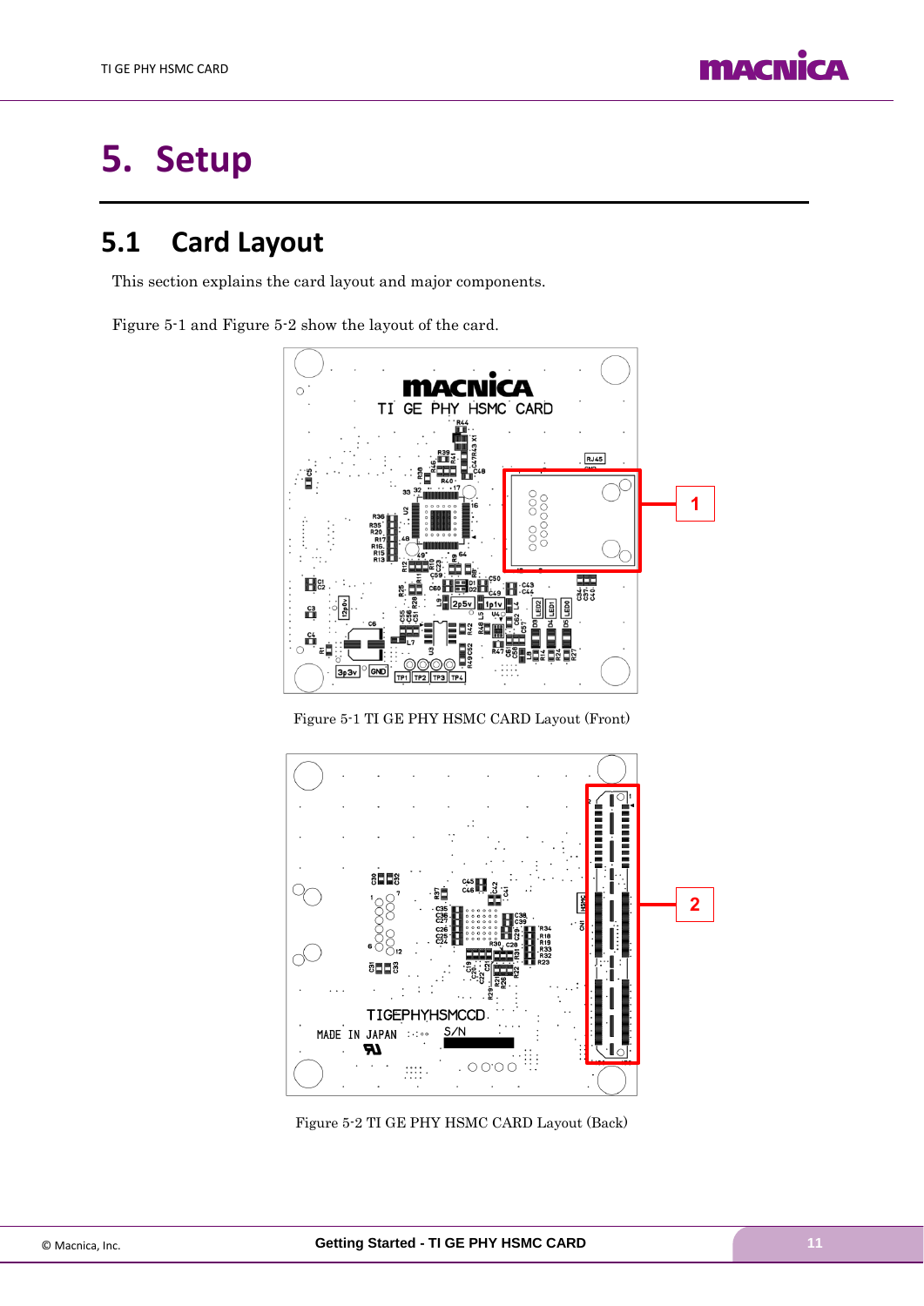# 5. Setup

## 5.1 Card Layout

This section explains the card layout and major components.

Figure 5-1 and Figure 5-2 show the layout of the card.

Figure 5-1 TI GE PHY HSMC CARD Layout (Front)

Figure 5-2 TI GE PHY HSMC CARD Layout (Back)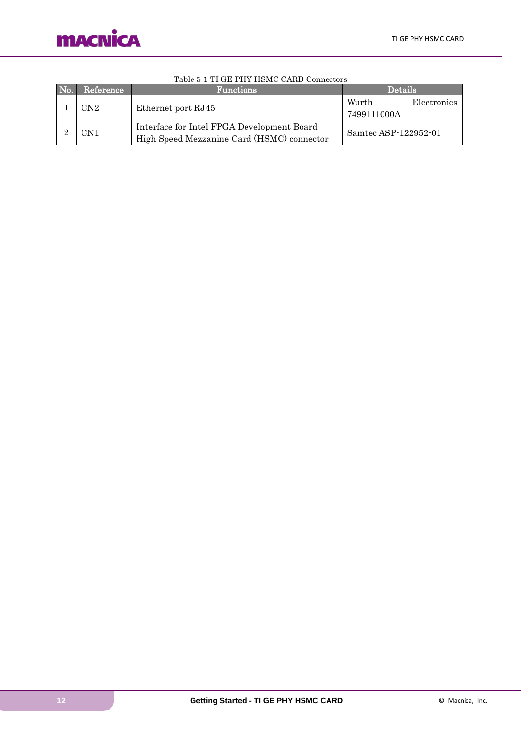Table 5-1 TI GE PHY HSMC CARD Connectors

| No. | Reference | Functions | Details |
|---|---|---|---|
| 1 | CN2 | Ethernet port RJ45 | Wurth Electronics 7499111000A |
| 2 | CN1 | Interface for Intel FPGA Development Board High Speed Mezzanine Card (HSMC) connector | Samtec ASP-122952-01 |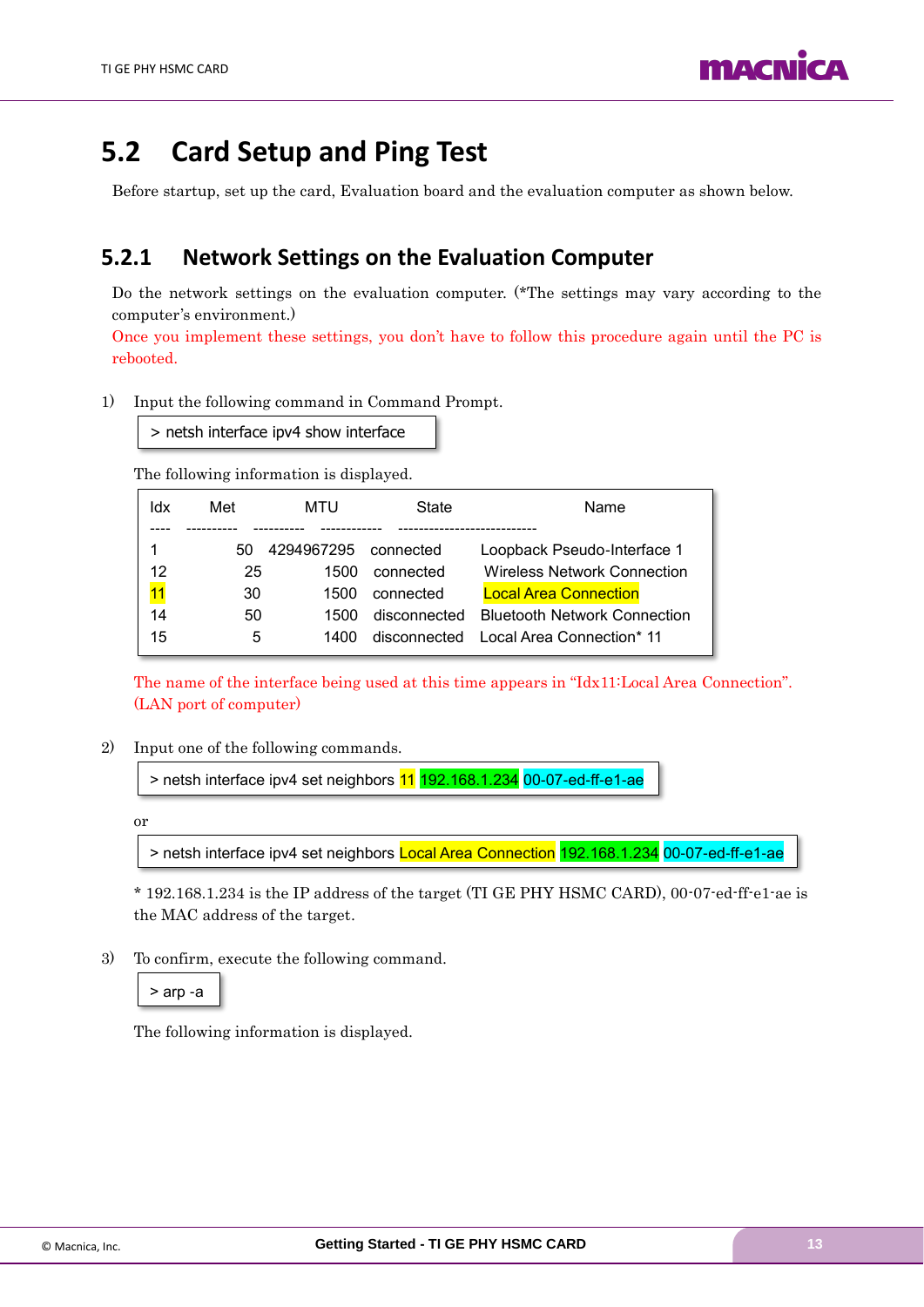## 5.2 Card Setup and Ping Test

Before startup, set up the card, Evaluation board and the evaluation computer as shown below.

### 5.2.1 Network Settings on the Evaluation Computer

Do the network settings on the evaluation computer. (*The settings may vary according to the computer's environment.)

Once you implement these settings, you don't have to follow this procedure again until the PC is rebooted.

1) Input the following command in Command Prompt.

```
> netsh interface ipv4 show interface
```

The following information is displayed.

```
Idx     Met         MTU          State                Name
----  ----------  ----------  ------------  ---------------------------
1          50   4294967295   connected      Loopback Pseudo-Interface 1
12         25         1500   connected      Wireless Network Connection
11         30         1500   connected      Local Area Connection
14         50         1500   disconnected   Bluetooth Network Connection
15          5         1400   disconnected   Local Area Connection* 11
```

The name of the interface being used at this time appears in "Idx11:Local Area Connection". (LAN port of computer)

2) Input one of the following commands.

```
> netsh interface ipv4 set neighbors 11 192.168.1.234 00-07-ed-ff-e1-ae
```

or

```
> netsh interface ipv4 set neighbors Local Area Connection 192.168.1.234 00-07-ed-ff-e1-ae
```

* 192.168.1.234 is the IP address of the target (TI GE PHY HSMC CARD), 00-07-ed-ff-e1-ae is the MAC address of the target.

3) To confirm, execute the following command.

```
> arp -a
```

The following information is displayed.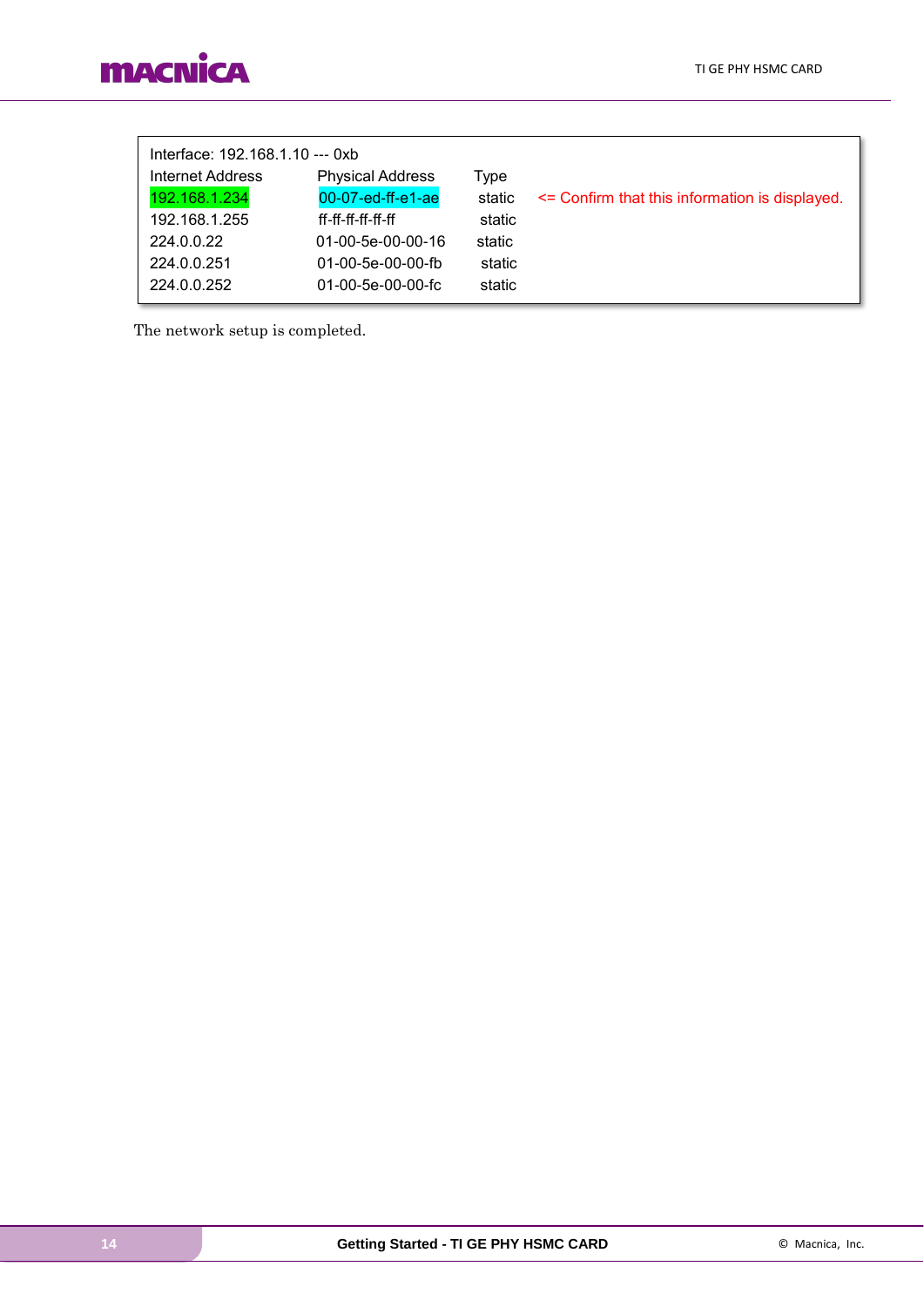```
Interface: 192.168.1.10 --- 0xb
Internet Address      Physical Address      Type
192.168.1.234         00-07-ed-ff-e1-ae     static    <= Confirm that this information is displayed.
192.168.1.255         ff-ff-ff-ff-ff-ff     static
224.0.0.22            01-00-5e-00-00-16     static
224.0.0.251           01-00-5e-00-00-fb     static
224.0.0.252           01-00-5e-00-00-fc     static
```

The network setup is completed.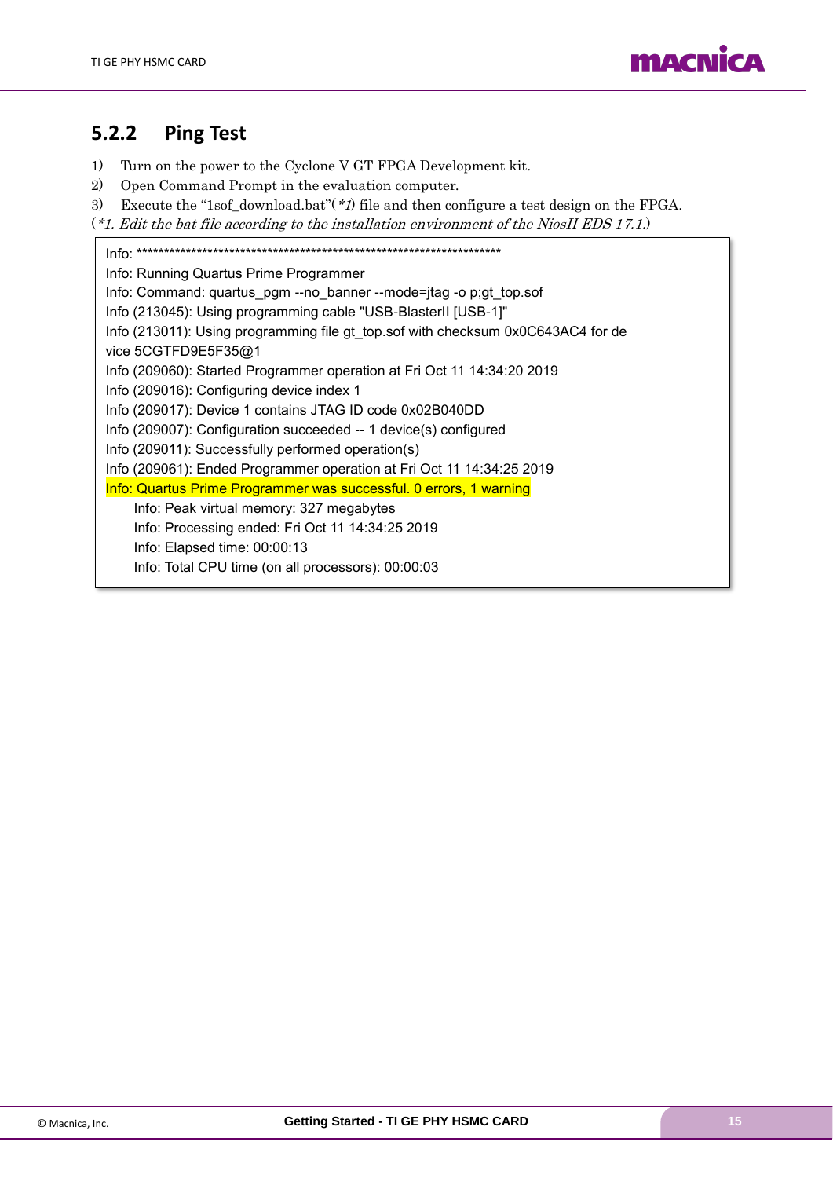## 5.2.2 Ping Test

1) Turn on the power to the Cyclone V GT FPGA Development kit.
2) Open Command Prompt in the evaluation computer.
3) Execute the "1sof_download.bat"(*1) file and then configure a test design on the FPGA.

(*\*1. Edit the bat file according to the installation environment of the NiosII EDS 17.1.*)

```
Info: *******************************************************************
Info: Running Quartus Prime Programmer
Info: Command: quartus_pgm --no_banner --mode=jtag -o p;gt_top.sof
Info (213045): Using programming cable "USB-BlasterII [USB-1]"
Info (213011): Using programming file gt_top.sof with checksum 0x0C643AC4 for de
vice 5CGTFD9E5F35@1
Info (209060): Started Programmer operation at Fri Oct 11 14:34:20 2019
Info (209016): Configuring device index 1
Info (209017): Device 1 contains JTAG ID code 0x02B040DD
Info (209007): Configuration succeeded -- 1 device(s) configured
Info (209011): Successfully performed operation(s)
Info (209061): Ended Programmer operation at Fri Oct 11 14:34:25 2019
Info: Quartus Prime Programmer was successful. 0 errors, 1 warning
    Info: Peak virtual memory: 327 megabytes
    Info: Processing ended: Fri Oct 11 14:34:25 2019
    Info: Elapsed time: 00:00:13
    Info: Total CPU time (on all processors): 00:00:03
```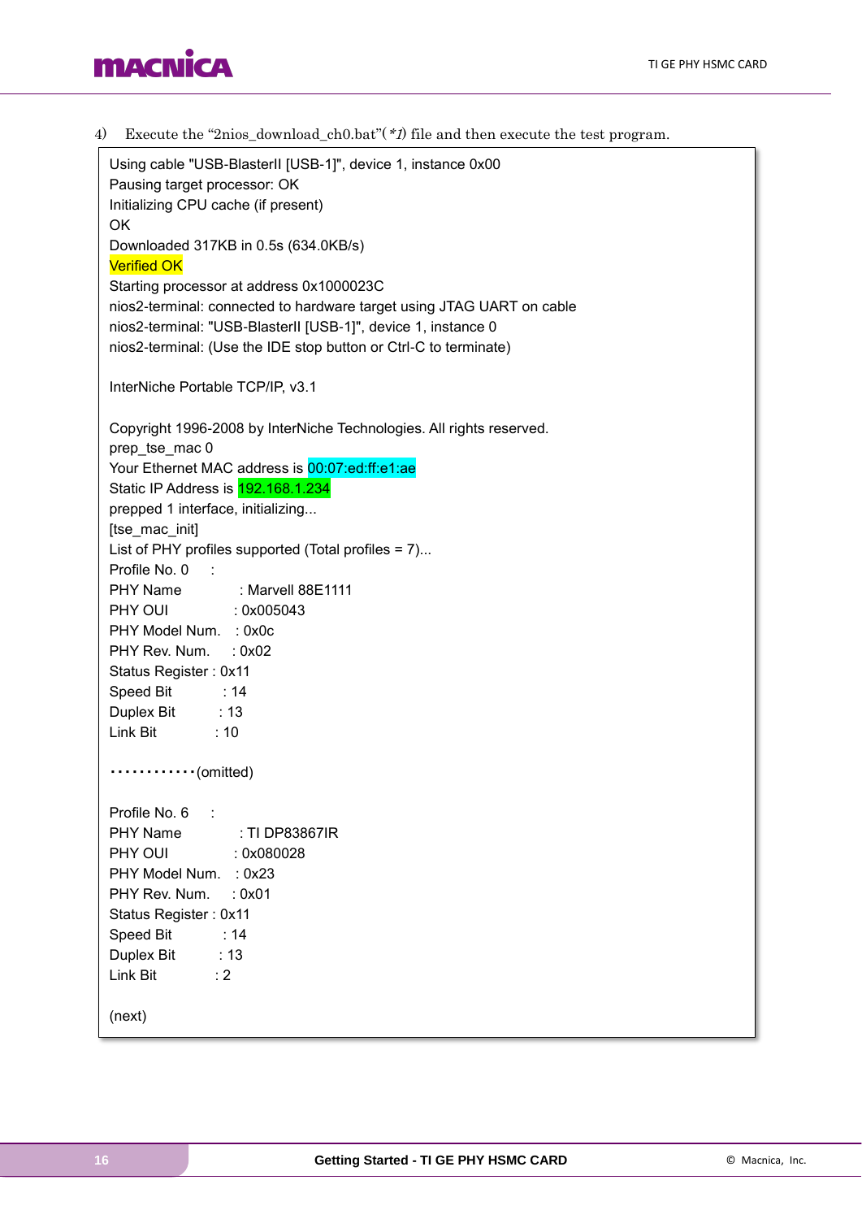4) Execute the “2nios_download_ch0.bat”(*1) file and then execute the test program.

```
Using cable "USB-BlasterII [USB-1]", device 1, instance 0x00
Pausing target processor: OK
Initializing CPU cache (if present)
OK
Downloaded 317KB in 0.5s (634.0KB/s)
Verified OK
Starting processor at address 0x1000023C
nios2-terminal: connected to hardware target using JTAG UART on cable
nios2-terminal: "USB-BlasterII [USB-1]", device 1, instance 0
nios2-terminal: (Use the IDE stop button or Ctrl-C to terminate)

InterNiche Portable TCP/IP, v3.1

Copyright 1996-2008 by InterNiche Technologies. All rights reserved.
prep_tse_mac 0
Your Ethernet MAC address is 00:07:ed:ff:e1:ae
Static IP Address is 192.168.1.234
prepped 1 interface, initializing...
[tse_mac_init]
List of PHY profiles supported (Total profiles = 7)...
Profile No. 0     :
PHY Name          : Marvell 88E1111
PHY OUI           : 0x005043
PHY Model Num.    : 0x0c
PHY Rev. Num.     : 0x02
Status Register : 0x11
Speed Bit         : 14
Duplex Bit        : 13
Link Bit          : 10

············(omitted)

Profile No. 6     :
PHY Name          : TI DP83867IR
PHY OUI           : 0x080028
PHY Model Num.    : 0x23
PHY Rev. Num.     : 0x01
Status Register : 0x11
Speed Bit         : 14
Duplex Bit        : 13
Link Bit          : 2

(next)
```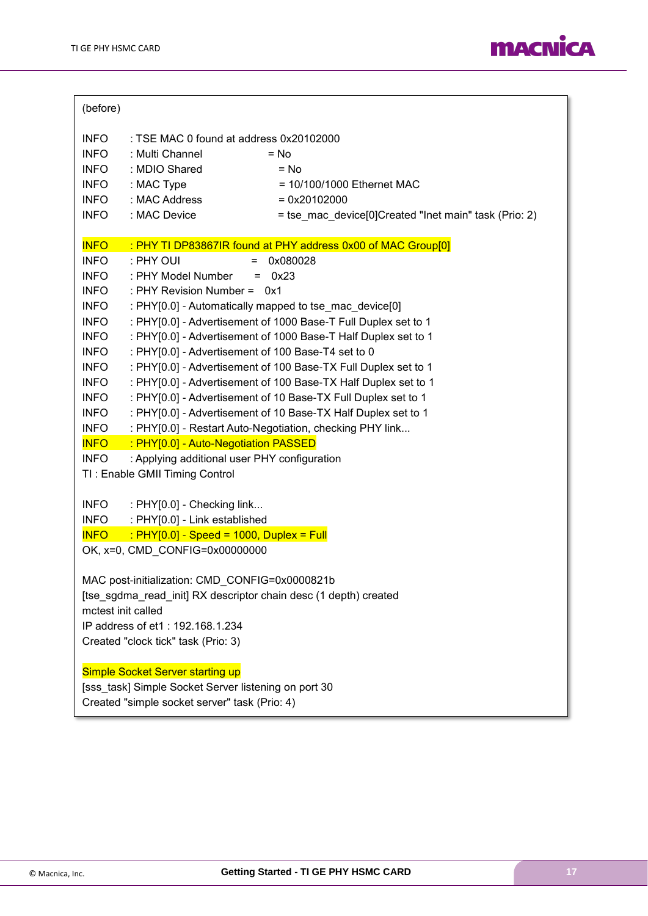```
(before)

INFO    : TSE MAC 0 found at address 0x20102000
INFO    : Multi Channel            = No
INFO    : MDIO Shared              = No
INFO    : MAC Type                 = 10/100/1000 Ethernet MAC
INFO    : MAC Address              = 0x20102000
INFO    : MAC Device               = tse_mac_device[0]Created "Inet main" task (Prio: 2)

INFO    : PHY TI DP83867IR found at PHY address 0x00 of MAC Group[0]
INFO    : PHY OUI            =  0x080028
INFO    : PHY Model Number   =  0x23
INFO    : PHY Revision Number =  0x1
INFO    : PHY[0.0] - Automatically mapped to tse_mac_device[0]
INFO    : PHY[0.0] - Advertisement of 1000 Base-T Full Duplex set to 1
INFO    : PHY[0.0] - Advertisement of 1000 Base-T Half Duplex set to 1
INFO    : PHY[0.0] - Advertisement of 100 Base-T4 set to 0
INFO    : PHY[0.0] - Advertisement of 100 Base-TX Full Duplex set to 1
INFO    : PHY[0.0] - Advertisement of 100 Base-TX Half Duplex set to 1
INFO    : PHY[0.0] - Advertisement of 10 Base-TX Full Duplex set to 1
INFO    : PHY[0.0] - Advertisement of 10 Base-TX Half Duplex set to 1
INFO    : PHY[0.0] - Restart Auto-Negotiation, checking PHY link...
INFO    : PHY[0.0] - Auto-Negotiation PASSED
INFO    : Applying additional user PHY configuration
TI : Enable GMII Timing Control

INFO    : PHY[0.0] - Checking link...
INFO    : PHY[0.0] - Link established
INFO    : PHY[0.0] - Speed = 1000, Duplex = Full
OK, x=0, CMD_CONFIG=0x00000000

MAC post-initialization: CMD_CONFIG=0x0000821b
[tse_sgdma_read_init] RX descriptor chain desc (1 depth) created
mctest init called
IP address of et1 : 192.168.1.234
Created "clock tick" task (Prio: 3)

Simple Socket Server starting up
[sss_task] Simple Socket Server listening on port 30
Created "simple socket server" task (Prio: 4)
```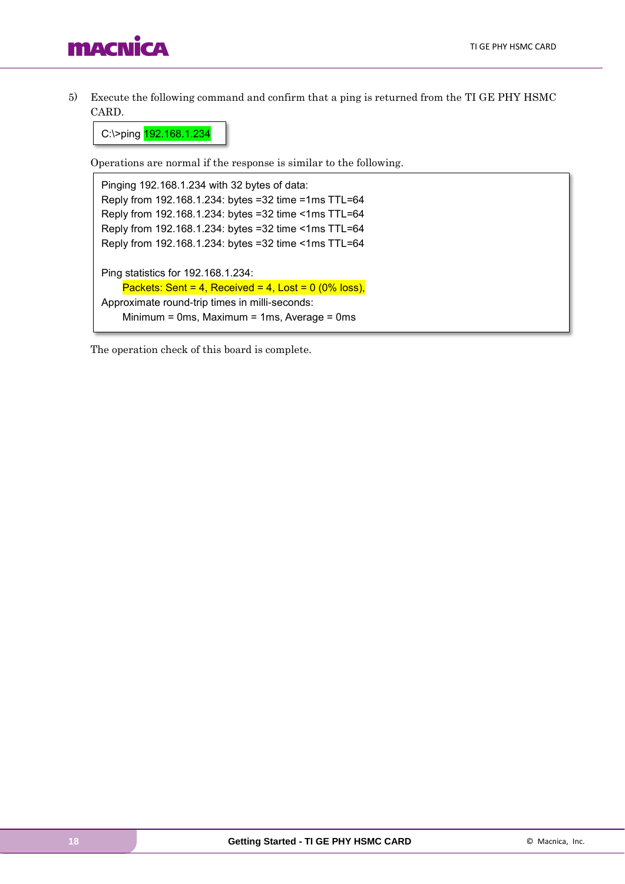5) Execute the following command and confirm that a ping is returned from the TI GE PHY HSMC CARD.

```
C:\>ping 192.168.1.234
```

Operations are normal if the response is similar to the following.

```
Pinging 192.168.1.234 with 32 bytes of data:
Reply from 192.168.1.234: bytes =32 time =1ms TTL=64
Reply from 192.168.1.234: bytes =32 time <1ms TTL=64
Reply from 192.168.1.234: bytes =32 time <1ms TTL=64
Reply from 192.168.1.234: bytes =32 time <1ms TTL=64

Ping statistics for 192.168.1.234:
    Packets: Sent = 4, Received = 4, Lost = 0 (0% loss),
Approximate round-trip times in milli-seconds:
    Minimum = 0ms, Maximum = 1ms, Average = 0ms
```

The operation check of this board is complete.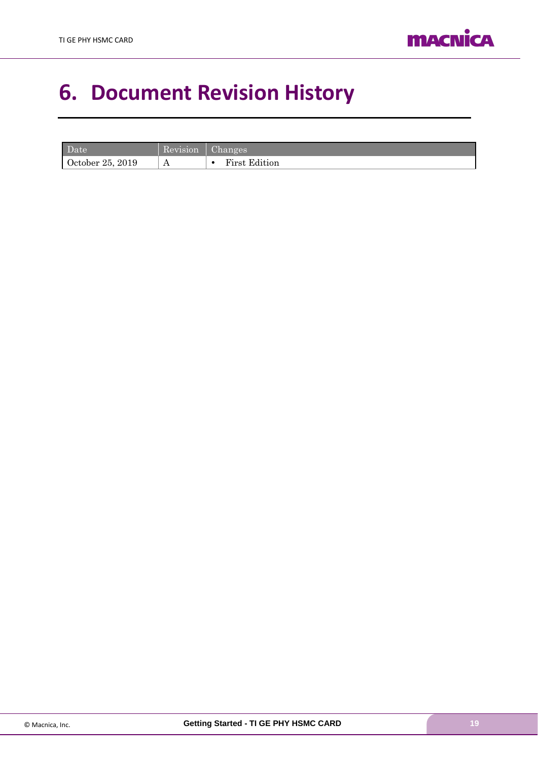# 6. Document Revision History

| Date | Revision | Changes |
|---|---|---|
| October 25, 2019 | A | • First Edition |